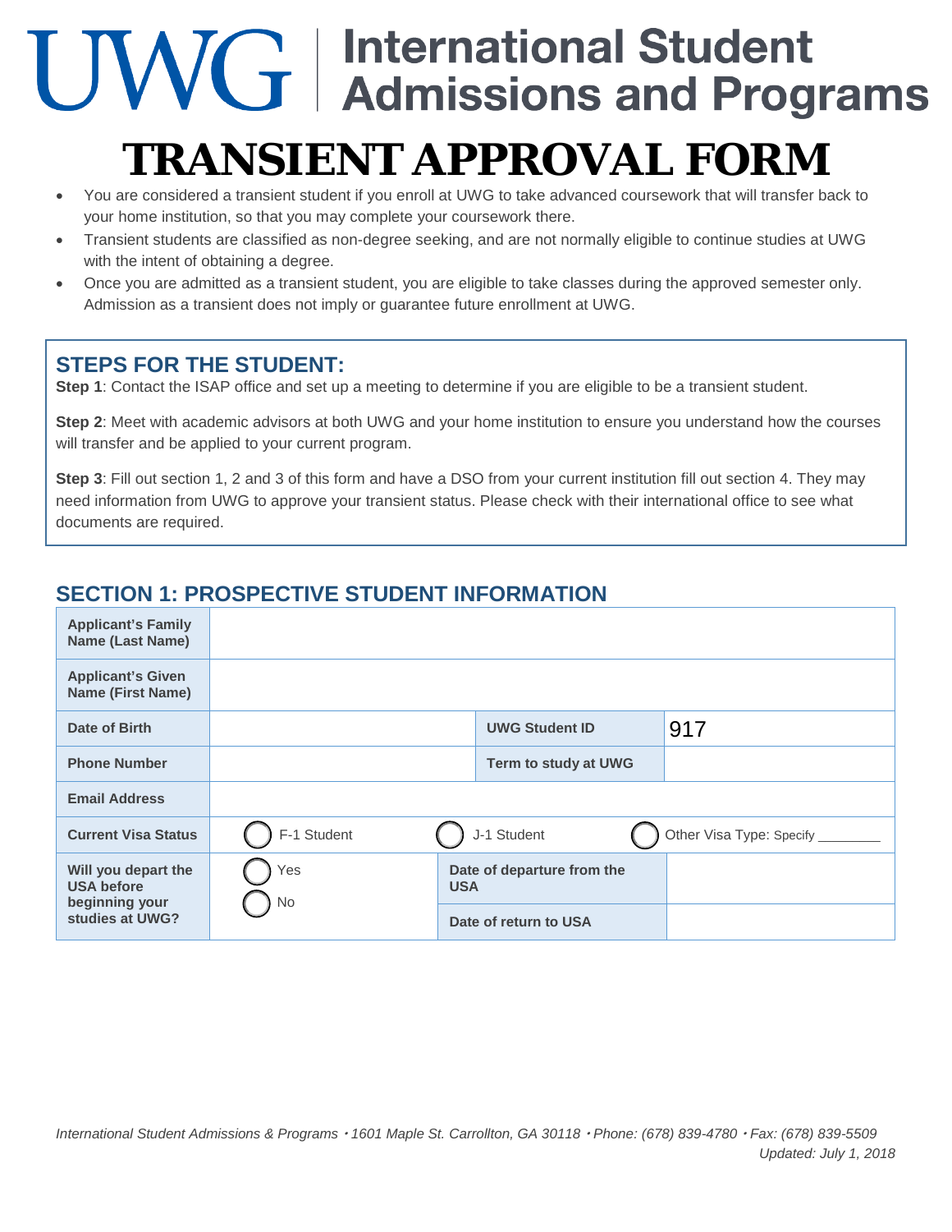# UWG | International Student Admissions and Programs

# TRANSIENT APPROVAL FORM

- You are considered a transient student if you enroll at UWG to take advanced coursework that will transfer back to your home institution, so that you may complete your coursework there.
- Transient students are classified as non-degree seeking, and are not normally eligible to continue studies at UWG with the intent of obtaining a degree.
- Once you are admitted as a transient student, you are eligible to take classes during the approved semester only. Admission as a transient does not imply or guarantee future enrollment at UWG.

## STEPS FOR THE STUDENT:

**Step 1**: Contact the ISAP office and set up a meeting to determine if you are eligible to be a transient student.

**Step 2**: Meet with academic advisors at both UWG and your home institution to ensure you understand how the courses will transfer and be applied to your current program.

**Step 3**: Fill out section 1, 2 and 3 of this form and have a DSO from your current institution fill out section 4. They may need information from UWG to approve your transient status. Please check with their international office to see what documents are required.

## SECTION 1: PROSPECTIVE STUDENT INFORMATION

| | | | |
|---|---|---|---|
| **Applicant's Family Name (Last Name)** | | | |
| **Applicant's Given Name (First Name)** | | | |
| **Date of Birth** | | **UWG Student ID** | 917 |
| **Phone Number** | | **Term to study at UWG** | |
| **Email Address** | | | |
| **Current Visa Status** | ◯ F-1 Student | ◯ J-1 Student | ◯ Other Visa Type: Specify ________ |
| **Will you depart the USA before beginning your studies at UWG?** | ◯ Yes ◯ No | **Date of departure from the USA** | |
| | | **Date of return to USA** | |

*International Student Admissions & Programs • 1601 Maple St. Carrollton, GA 30118 • Phone: (678) 839-4780 • Fax: (678) 839-5509*

*Updated: July 1, 2018*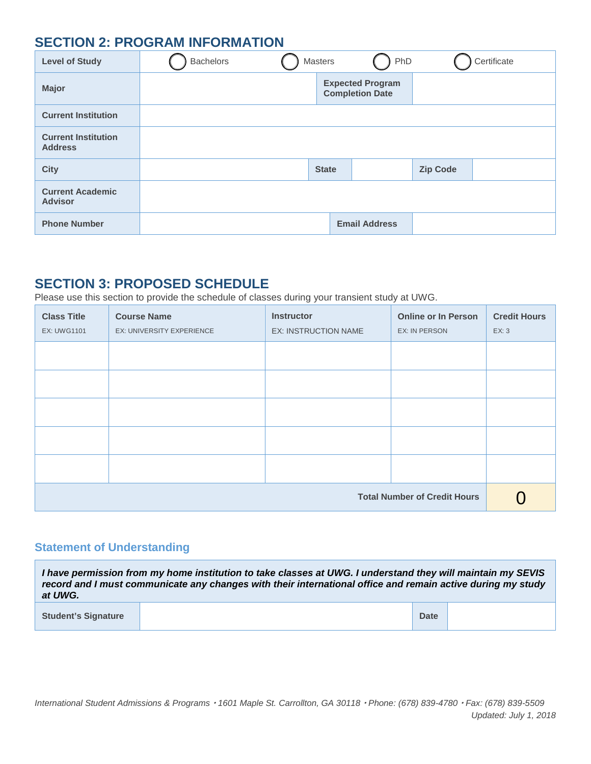## SECTION 2: PROGRAM INFORMATION

| | | | | | |
|---|---|---|---|---|---|
| **Level of Study** | ◯ Bachelors | ◯ Masters | ◯ PhD | ◯ Certificate | |
| **Major** | | **Expected Program Completion Date** | | | |
| **Current Institution** | | | | | |
| **Current Institution Address** | | | | | |
| **City** | | **State** | | **Zip Code** | |
| **Current Academic Advisor** | | | | | |
| **Phone Number** | | **Email Address** | | | |

## SECTION 3: PROPOSED SCHEDULE

Please use this section to provide the schedule of classes during your transient study at UWG.

| **Class Title** EX: UWG1101 | **Course Name** EX: UNIVERSITY EXPERIENCE | **Instructor** EX: INSTRUCTION NAME | **Online or In Person** EX: IN PERSON | **Credit Hours** EX: 3 |
|---|---|---|---|---|
| | | | | |
| | | | | |
| | | | | |
| | | | | |
| | | | | |
| | | | **Total Number of Credit Hours** | 0 |

### Statement of Understanding

***I have permission from my home institution to take classes at UWG. I understand they will maintain my SEVIS record and I must communicate any changes with their international office and remain active during my study at UWG.***

| | | | |
|---|---|---|---|
| **Student's Signature** | | **Date** | |

*International Student Admissions & Programs • 1601 Maple St. Carrollton, GA 30118 • Phone: (678) 839-4780 • Fax: (678) 839-5509*

*Updated: July 1, 2018*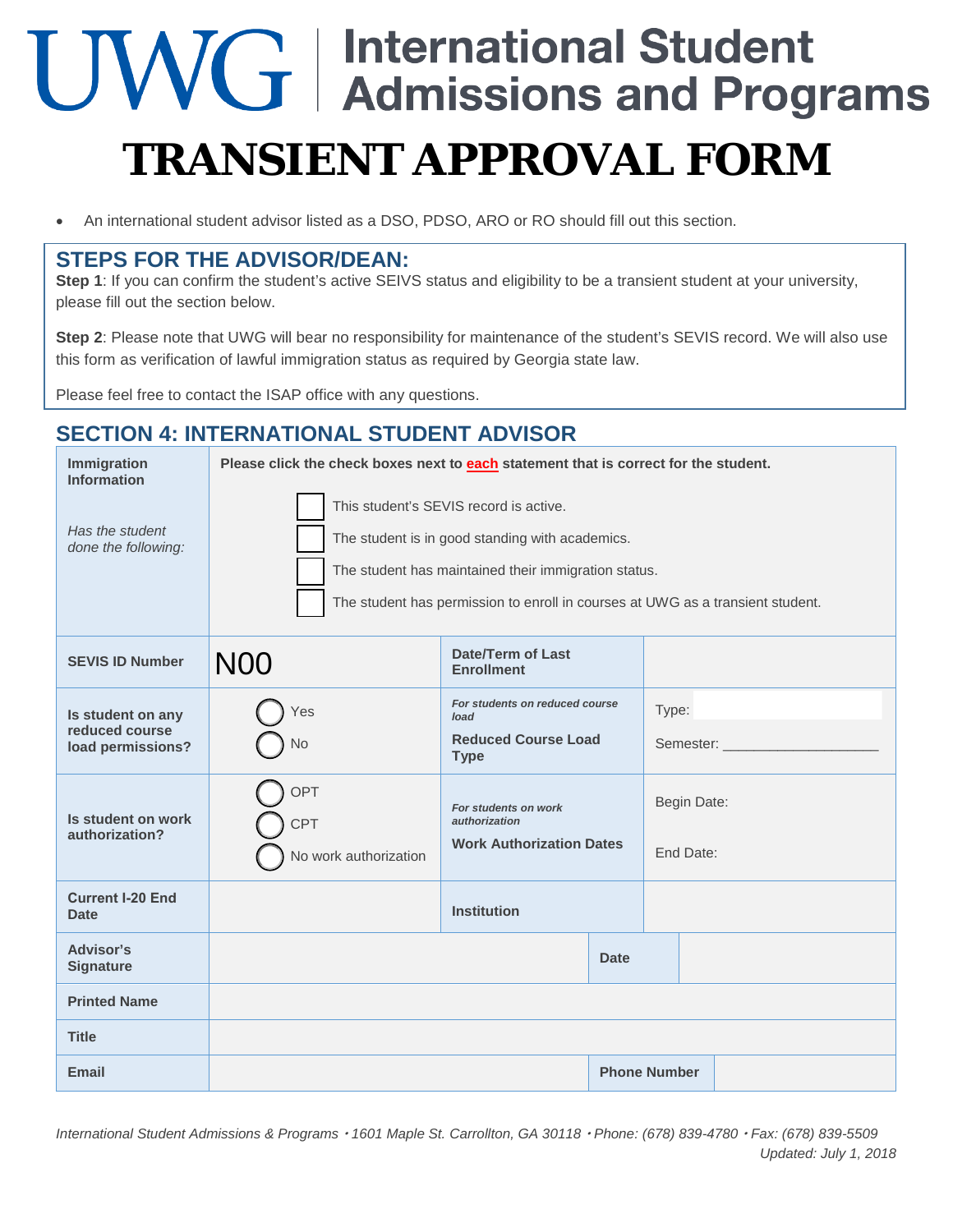# UWG | International Student Admissions and Programs

# TRANSIENT APPROVAL FORM

- An international student advisor listed as a DSO, PDSO, ARO or RO should fill out this section.

## STEPS FOR THE ADVISOR/DEAN:

**Step 1**: If you can confirm the student's active SEIVS status and eligibility to be a transient student at your university, please fill out the section below.

**Step 2**: Please note that UWG will bear no responsibility for maintenance of the student's SEVIS record. We will also use this form as verification of lawful immigration status as required by Georgia state law.

Please feel free to contact the ISAP office with any questions.

## SECTION 4: INTERNATIONAL STUDENT ADVISOR

| | | | |
|---|---|---|---|
| **Immigration Information**<br><br>*Has the student done the following:* | **Please click the check boxes next to each statement that is correct for the student.**<br>☐ This student's SEVIS record is active.<br>☐ The student is in good standing with academics.<br>☐ The student has maintained their immigration status.<br>☐ The student has permission to enroll in courses at UWG as a transient student. | | |
| **SEVIS ID Number** | N00 | **Date/Term of Last Enrollment** | |
| **Is student on any reduced course load permissions?** | ◯ Yes<br>◯ No | *For students on reduced course load*<br>**Reduced Course Load Type** | Type:<br>Semester: ___________________ |
| **Is student on work authorization?** | ◯ OPT<br>◯ CPT<br>◯ No work authorization | *For students on work authorization*<br>**Work Authorization Dates** | Begin Date:<br>End Date: |
| **Current I-20 End Date** | | **Institution** | |
| **Advisor's Signature** | | **Date** | |
| **Printed Name** | | | |
| **Title** | | | |
| **Email** | | **Phone Number** | |

*International Student Admissions & Programs • 1601 Maple St. Carrollton, GA 30118 • Phone: (678) 839-4780 • Fax: (678) 839-5509*

*Updated: July 1, 2018*